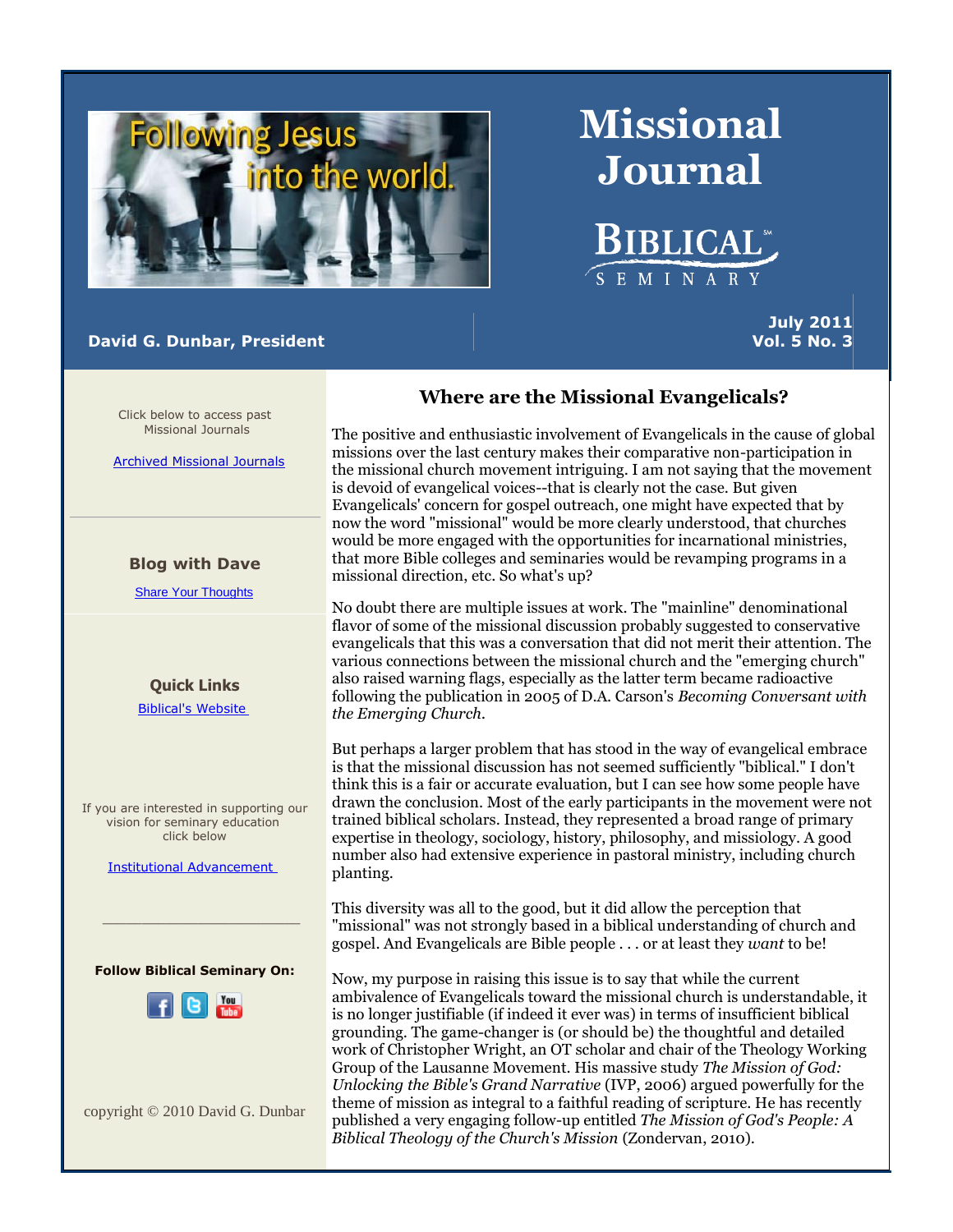# Missional Journal

BIBLICAL SEMINARY

**David G. Dunbar, President**

**July 2011**
**Vol. 5 No. 3**

Click below to access past Missional Journals

Archived Missional Journals

**Blog with Dave**

Share Your Thoughts

**Quick Links**

Biblical's Website

If you are interested in supporting our vision for seminary education click below

Institutional Advancement

**Follow Biblical Seminary On:**

copyright © 2010 David G. Dunbar

## Where are the Missional Evangelicals?

The positive and enthusiastic involvement of Evangelicals in the cause of global missions over the last century makes their comparative non-participation in the missional church movement intriguing. I am not saying that the movement is devoid of evangelical voices--that is clearly not the case. But given Evangelicals' concern for gospel outreach, one might have expected that by now the word "missional" would be more clearly understood, that churches would be more engaged with the opportunities for incarnational ministries, that more Bible colleges and seminaries would be revamping programs in a missional direction, etc. So what's up?

No doubt there are multiple issues at work. The "mainline" denominational flavor of some of the missional discussion probably suggested to conservative evangelicals that this was a conversation that did not merit their attention. The various connections between the missional church and the "emerging church" also raised warning flags, especially as the latter term became radioactive following the publication in 2005 of D.A. Carson's *Becoming Conversant with the Emerging Church*.

But perhaps a larger problem that has stood in the way of evangelical embrace is that the missional discussion has not seemed sufficiently "biblical." I don't think this is a fair or accurate evaluation, but I can see how some people have drawn the conclusion. Most of the early participants in the movement were not trained biblical scholars. Instead, they represented a broad range of primary expertise in theology, sociology, history, philosophy, and missiology. A good number also had extensive experience in pastoral ministry, including church planting.

This diversity was all to the good, but it did allow the perception that "missional" was not strongly based in a biblical understanding of church and gospel. And Evangelicals are Bible people . . . or at least they *want* to be!

Now, my purpose in raising this issue is to say that while the current ambivalence of Evangelicals toward the missional church is understandable, it is no longer justifiable (if indeed it ever was) in terms of insufficient biblical grounding. The game-changer is (or should be) the thoughtful and detailed work of Christopher Wright, an OT scholar and chair of the Theology Working Group of the Lausanne Movement. His massive study *The Mission of God: Unlocking the Bible's Grand Narrative* (IVP, 2006) argued powerfully for the theme of mission as integral to a faithful reading of scripture. He has recently published a very engaging follow-up entitled *The Mission of God's People: A Biblical Theology of the Church's Mission* (Zondervan, 2010).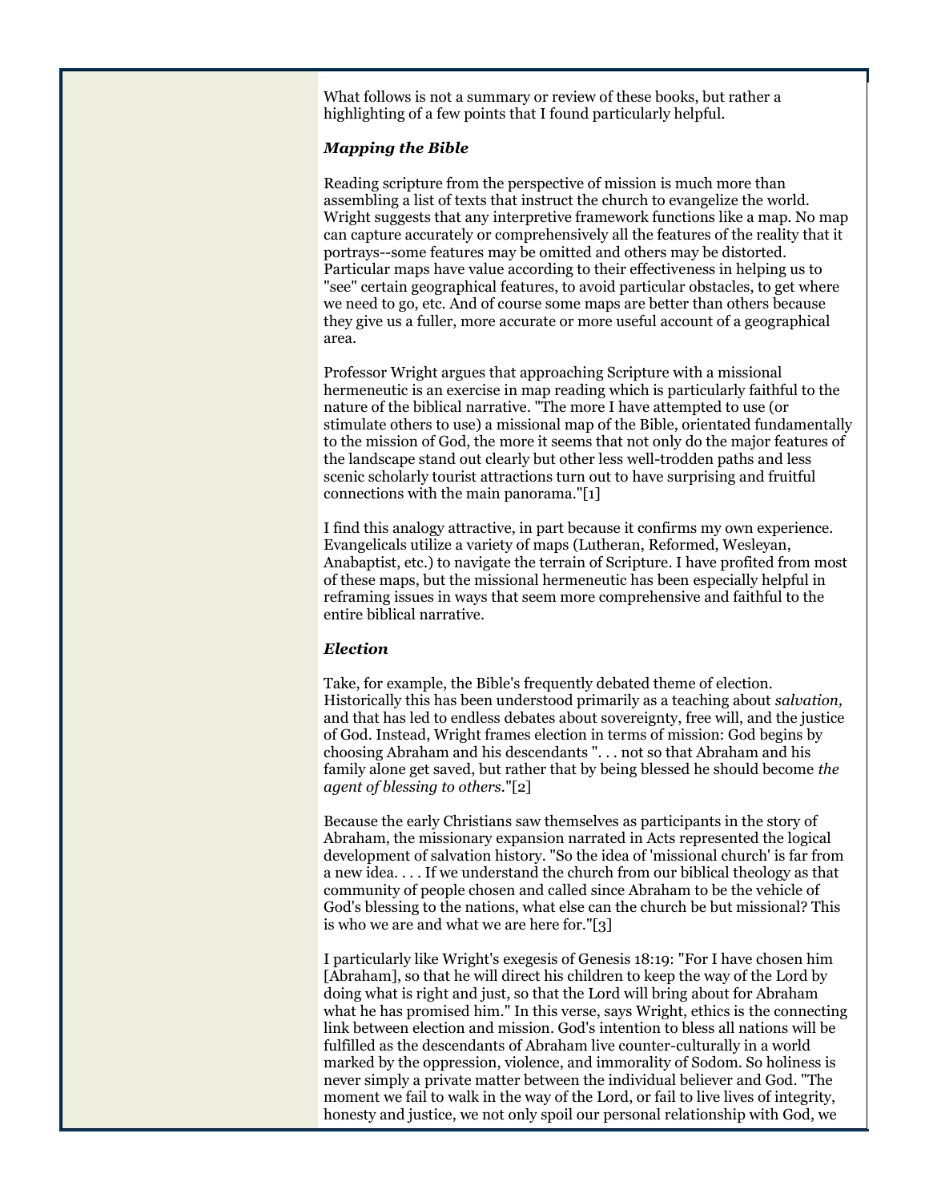What follows is not a summary or review of these books, but rather a highlighting of a few points that I found particularly helpful.

### *Mapping the Bible*

Reading scripture from the perspective of mission is much more than assembling a list of texts that instruct the church to evangelize the world. Wright suggests that any interpretive framework functions like a map. No map can capture accurately or comprehensively all the features of the reality that it portrays--some features may be omitted and others may be distorted. Particular maps have value according to their effectiveness in helping us to "see" certain geographical features, to avoid particular obstacles, to get where we need to go, etc. And of course some maps are better than others because they give us a fuller, more accurate or more useful account of a geographical area.

Professor Wright argues that approaching Scripture with a missional hermeneutic is an exercise in map reading which is particularly faithful to the nature of the biblical narrative. "The more I have attempted to use (or stimulate others to use) a missional map of the Bible, orientated fundamentally to the mission of God, the more it seems that not only do the major features of the landscape stand out clearly but other less well-trodden paths and less scenic scholarly tourist attractions turn out to have surprising and fruitful connections with the main panorama."[1]

I find this analogy attractive, in part because it confirms my own experience. Evangelicals utilize a variety of maps (Lutheran, Reformed, Wesleyan, Anabaptist, etc.) to navigate the terrain of Scripture. I have profited from most of these maps, but the missional hermeneutic has been especially helpful in reframing issues in ways that seem more comprehensive and faithful to the entire biblical narrative.

### *Election*

Take, for example, the Bible's frequently debated theme of election. Historically this has been understood primarily as a teaching about *salvation,* and that has led to endless debates about sovereignty, free will, and the justice of God. Instead, Wright frames election in terms of mission: God begins by choosing Abraham and his descendants ". . . not so that Abraham and his family alone get saved, but rather that by being blessed he should become *the agent of blessing to others.*"[2]

Because the early Christians saw themselves as participants in the story of Abraham, the missionary expansion narrated in Acts represented the logical development of salvation history. "So the idea of 'missional church' is far from a new idea. . . . If we understand the church from our biblical theology as that community of people chosen and called since Abraham to be the vehicle of God's blessing to the nations, what else can the church be but missional? This is who we are and what we are here for."[3]

I particularly like Wright's exegesis of Genesis 18:19: "For I have chosen him [Abraham], so that he will direct his children to keep the way of the Lord by doing what is right and just, so that the Lord will bring about for Abraham what he has promised him." In this verse, says Wright, ethics is the connecting link between election and mission. God's intention to bless all nations will be fulfilled as the descendants of Abraham live counter-culturally in a world marked by the oppression, violence, and immorality of Sodom. So holiness is never simply a private matter between the individual believer and God. "The moment we fail to walk in the way of the Lord, or fail to live lives of integrity, honesty and justice, we not only spoil our personal relationship with God, we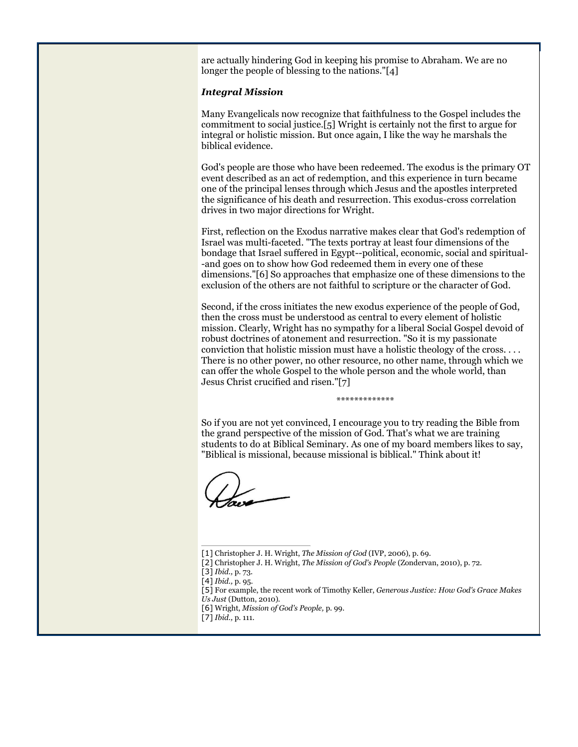are actually hindering God in keeping his promise to Abraham. We are no longer the people of blessing to the nations."[4]

***Integral Mission***

Many Evangelicals now recognize that faithfulness to the Gospel includes the commitment to social justice.[5] Wright is certainly not the first to argue for integral or holistic mission. But once again, I like the way he marshals the biblical evidence.

God's people are those who have been redeemed. The exodus is the primary OT event described as an act of redemption, and this experience in turn became one of the principal lenses through which Jesus and the apostles interpreted the significance of his death and resurrection. This exodus-cross correlation drives in two major directions for Wright.

First, reflection on the Exodus narrative makes clear that God's redemption of Israel was multi-faceted. "The texts portray at least four dimensions of the bondage that Israel suffered in Egypt--political, economic, social and spiritual--and goes on to show how God redeemed them in every one of these dimensions."[6] So approaches that emphasize one of these dimensions to the exclusion of the others are not faithful to scripture or the character of God.

Second, if the cross initiates the new exodus experience of the people of God, then the cross must be understood as central to every element of holistic mission. Clearly, Wright has no sympathy for a liberal Social Gospel devoid of robust doctrines of atonement and resurrection. "So it is my passionate conviction that holistic mission must have a holistic theology of the cross. . . . There is no other power, no other resource, no other name, through which we can offer the whole Gospel to the whole person and the whole world, than Jesus Christ crucified and risen."[7]

*************

So if you are not yet convinced, I encourage you to try reading the Bible from the grand perspective of the mission of God. That's what we are training students to do at Biblical Seminary. As one of my board members likes to say, "Biblical is missional, because missional is biblical." Think about it!

---

[1] Christopher J. H. Wright, *The Mission of God* (IVP, 2006), p. 69.
[2] Christopher J. H. Wright, *The Mission of God's People* (Zondervan, 2010), p. 72.
[3] *Ibid.,* p. 73.
[4] *Ibid.,* p. 95.
[5] For example, the recent work of Timothy Keller, *Generous Justice: How God's Grace Makes Us Just* (Dutton, 2010).
[6] Wright, *Mission of God's People,* p. 99.
[7] *Ibid.,* p. 111.